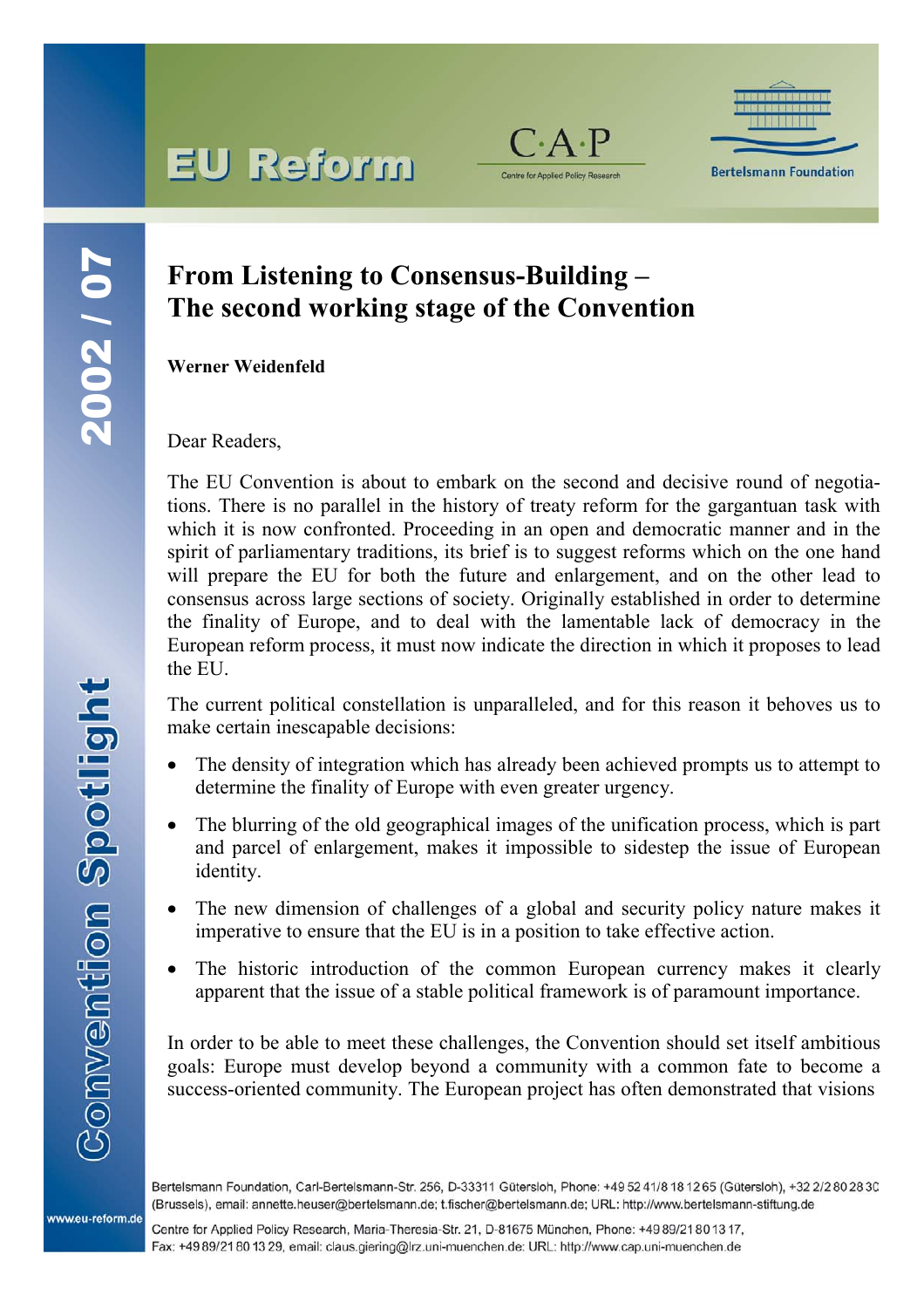# From Listening to Consensus-Building – The second working stage of the Convention

**Werner Weidenfeld**

Dear Readers,

The EU Convention is about to embark on the second and decisive round of negotiations. There is no parallel in the history of treaty reform for the gargantuan task with which it is now confronted. Proceeding in an open and democratic manner and in the spirit of parliamentary traditions, its brief is to suggest reforms which on the one hand will prepare the EU for both the future and enlargement, and on the other lead to consensus across large sections of society. Originally established in order to determine the finality of Europe, and to deal with the lamentable lack of democracy in the European reform process, it must now indicate the direction in which it proposes to lead the EU.

The current political constellation is unparalleled, and for this reason it behoves us to make certain inescapable decisions:

- The density of integration which has already been achieved prompts us to attempt to determine the finality of Europe with even greater urgency.
- The blurring of the old geographical images of the unification process, which is part and parcel of enlargement, makes it impossible to sidestep the issue of European identity.
- The new dimension of challenges of a global and security policy nature makes it imperative to ensure that the EU is in a position to take effective action.
- The historic introduction of the common European currency makes it clearly apparent that the issue of a stable political framework is of paramount importance.

In order to be able to meet these challenges, the Convention should set itself ambitious goals: Europe must develop beyond a community with a common fate to become a success-oriented community. The European project has often demonstrated that visions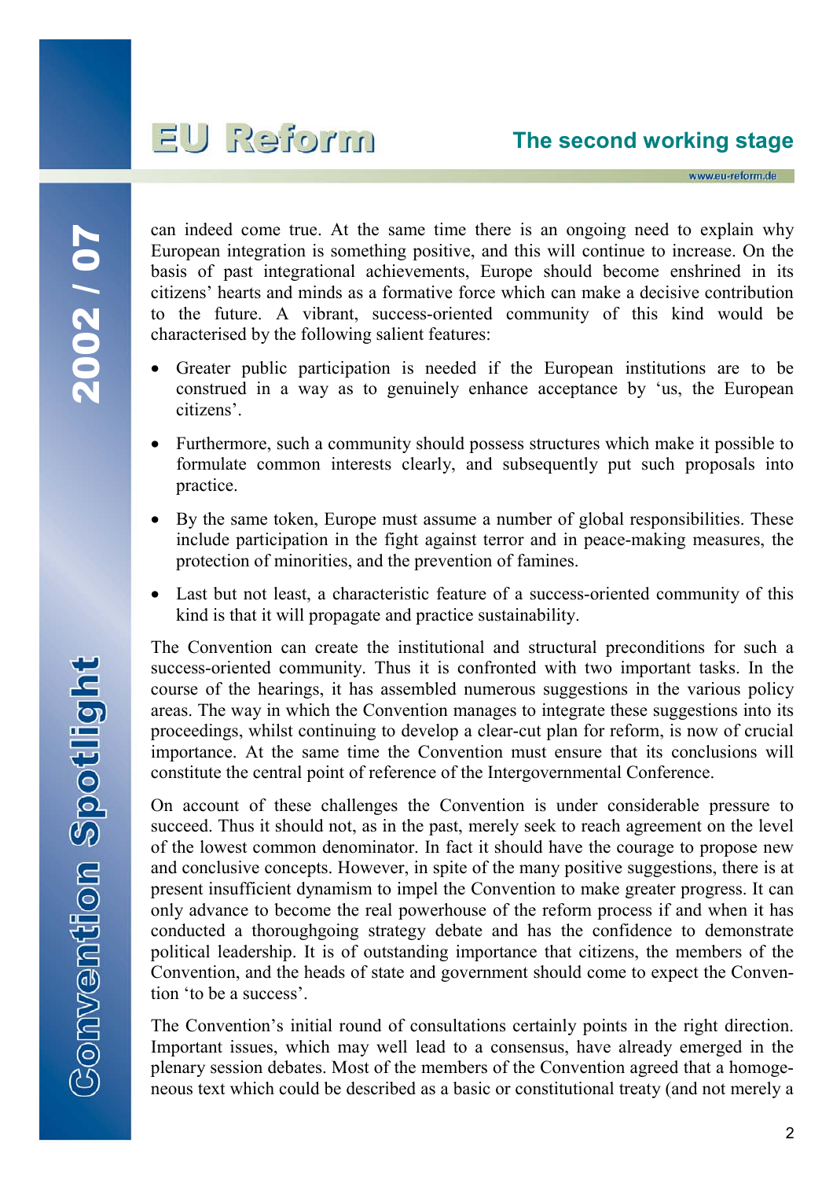can indeed come true. At the same time there is an ongoing need to explain why European integration is something positive, and this will continue to increase. On the basis of past integrational achievements, Europe should become enshrined in its citizens' hearts and minds as a formative force which can make a decisive contribution to the future. A vibrant, success-oriented community of this kind would be characterised by the following salient features:

- Greater public participation is needed if the European institutions are to be construed in a way as to genuinely enhance acceptance by 'us, the European citizens'.
- Furthermore, such a community should possess structures which make it possible to formulate common interests clearly, and subsequently put such proposals into practice.
- By the same token, Europe must assume a number of global responsibilities. These include participation in the fight against terror and in peace-making measures, the protection of minorities, and the prevention of famines.
- Last but not least, a characteristic feature of a success-oriented community of this kind is that it will propagate and practice sustainability.

The Convention can create the institutional and structural preconditions for such a success-oriented community. Thus it is confronted with two important tasks. In the course of the hearings, it has assembled numerous suggestions in the various policy areas. The way in which the Convention manages to integrate these suggestions into its proceedings, whilst continuing to develop a clear-cut plan for reform, is now of crucial importance. At the same time the Convention must ensure that its conclusions will constitute the central point of reference of the Intergovernmental Conference.

On account of these challenges the Convention is under considerable pressure to succeed. Thus it should not, as in the past, merely seek to reach agreement on the level of the lowest common denominator. In fact it should have the courage to propose new and conclusive concepts. However, in spite of the many positive suggestions, there is at present insufficient dynamism to impel the Convention to make greater progress. It can only advance to become the real powerhouse of the reform process if and when it has conducted a thoroughgoing strategy debate and has the confidence to demonstrate political leadership. It is of outstanding importance that citizens, the members of the Convention, and the heads of state and government should come to expect the Convention 'to be a success'.

The Convention's initial round of consultations certainly points in the right direction. Important issues, which may well lead to a consensus, have already emerged in the plenary session debates. Most of the members of the Convention agreed that a homogeneous text which could be described as a basic or constitutional treaty (and not merely a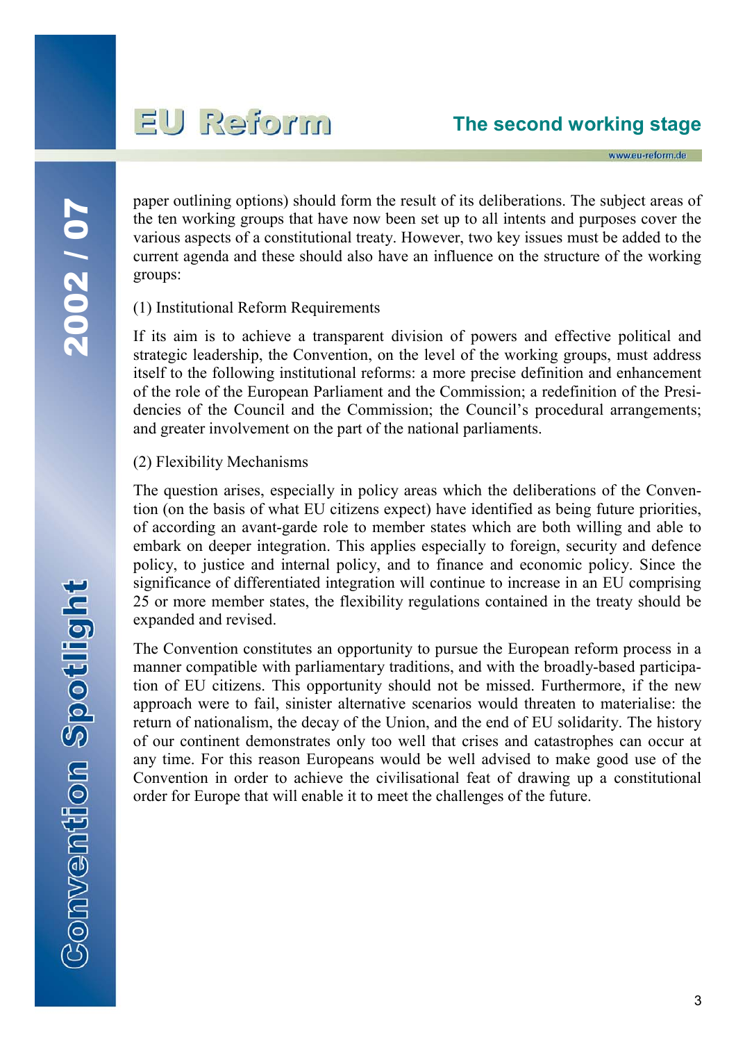paper outlining options) should form the result of its deliberations. The subject areas of the ten working groups that have now been set up to all intents and purposes cover the various aspects of a constitutional treaty. However, two key issues must be added to the current agenda and these should also have an influence on the structure of the working groups:

(1) Institutional Reform Requirements

If its aim is to achieve a transparent division of powers and effective political and strategic leadership, the Convention, on the level of the working groups, must address itself to the following institutional reforms: a more precise definition and enhancement of the role of the European Parliament and the Commission; a redefinition of the Presidencies of the Council and the Commission; the Council's procedural arrangements; and greater involvement on the part of the national parliaments.

(2) Flexibility Mechanisms

The question arises, especially in policy areas which the deliberations of the Convention (on the basis of what EU citizens expect) have identified as being future priorities, of according an avant-garde role to member states which are both willing and able to embark on deeper integration. This applies especially to foreign, security and defence policy, to justice and internal policy, and to finance and economic policy. Since the significance of differentiated integration will continue to increase in an EU comprising 25 or more member states, the flexibility regulations contained in the treaty should be expanded and revised.

The Convention constitutes an opportunity to pursue the European reform process in a manner compatible with parliamentary traditions, and with the broadly-based participation of EU citizens. This opportunity should not be missed. Furthermore, if the new approach were to fail, sinister alternative scenarios would threaten to materialise: the return of nationalism, the decay of the Union, and the end of EU solidarity. The history of our continent demonstrates only too well that crises and catastrophes can occur at any time. For this reason Europeans would be well advised to make good use of the Convention in order to achieve the civilisational feat of drawing up a constitutional order for Europe that will enable it to meet the challenges of the future.